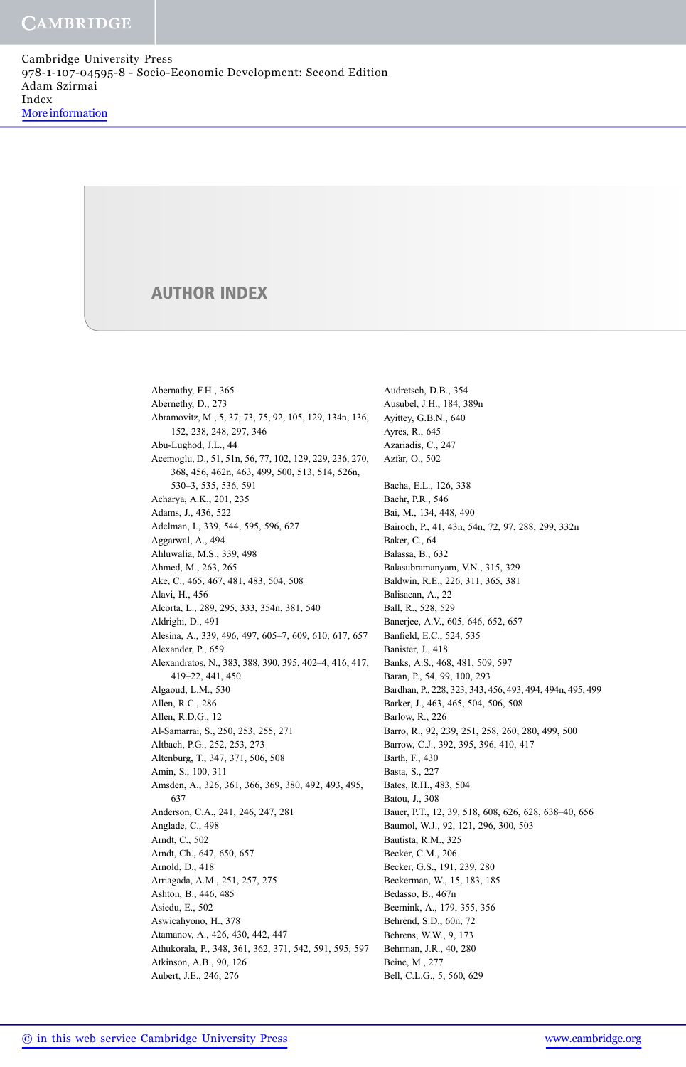# AUTHOR INDEX

Abernathy, F.H., 365
Abernethy, D., 273
Abramovitz, M., 5, 37, 73, 75, 92, 105, 129, 134n, 136, 152, 238, 248, 297, 346
Abu-Lughod, J.L., 44
Acemoglu, D., 51, 51n, 56, 77, 102, 129, 229, 236, 270, 368, 456, 462n, 463, 499, 500, 513, 514, 526n, 530–3, 535, 536, 591
Acharya, A.K., 201, 235
Adams, J., 436, 522
Adelman, I., 339, 544, 595, 596, 627
Aggarwal, A., 494
Ahluwalia, M.S., 339, 498
Ahmed, M., 263, 265
Ake, C., 465, 467, 481, 483, 504, 508
Alavi, H., 456
Alcorta, L., 289, 295, 333, 354n, 381, 540
Aldrighi, D., 491
Alesina, A., 339, 496, 497, 605–7, 609, 610, 617, 657
Alexander, P., 659
Alexandratos, N., 383, 388, 390, 395, 402–4, 416, 417, 419–22, 441, 450
Algaoud, L.M., 530
Allen, R.C., 286
Allen, R.D.G., 12
Al-Samarrai, S., 250, 253, 255, 271
Altbach, P.G., 252, 253, 273
Altenburg, T., 347, 371, 506, 508
Amin, S., 100, 311
Amsden, A., 326, 361, 366, 369, 380, 492, 493, 495, 637
Anderson, C.A., 241, 246, 247, 281
Anglade, C., 498
Arndt, C., 502
Arndt, Ch., 647, 650, 657
Arnold, D., 418
Arriagada, A.M., 251, 257, 275
Ashton, B., 446, 485
Asiedu, E., 502
Aswicahyono, H., 378
Atamanov, A., 426, 430, 442, 447
Athukorala, P., 348, 361, 362, 371, 542, 591, 595, 597
Atkinson, A.B., 90, 126
Aubert, J.E., 246, 276
Audretsch, D.B., 354
Ausubel, J.H., 184, 389n
Ayittey, G.B.N., 640
Ayres, R., 645
Azariadis, C., 247
Azfar, O., 502

Bacha, E.L., 126, 338
Baehr, P.R., 546
Bai, M., 134, 448, 490
Bairoch, P., 41, 43n, 54n, 72, 97, 288, 299, 332n
Baker, C., 64
Balassa, B., 632
Balasubramanyam, V.N., 315, 329
Baldwin, R.E., 226, 311, 365, 381
Balisacan, A., 22
Ball, R., 528, 529
Banerjee, A.V., 605, 646, 652, 657
Banfield, E.C., 524, 535
Banister, J., 418
Banks, A.S., 468, 481, 509, 597
Baran, P., 54, 99, 100, 293
Bardhan, P., 228, 323, 343, 456, 493, 494, 494n, 495, 499
Barker, J., 463, 465, 504, 506, 508
Barlow, R., 226
Barro, R., 92, 239, 251, 258, 260, 280, 499, 500
Barrow, C.J., 392, 395, 396, 410, 417
Barth, F., 430
Basta, S., 227
Bates, R.H., 483, 504
Batou, J., 308
Bauer, P.T., 12, 39, 518, 608, 626, 628, 638–40, 656
Baumol, W.J., 92, 121, 296, 300, 503
Bautista, R.M., 325
Becker, C.M., 206
Becker, G.S., 191, 239, 280
Beckerman, W., 15, 183, 185
Bedasso, B., 467n
Beernink, A., 179, 355, 356
Behrend, S.D., 60n, 72
Behrens, W.W., 9, 173
Behrman, J.R., 40, 280
Beine, M., 277
Bell, C.L.G., 5, 560, 629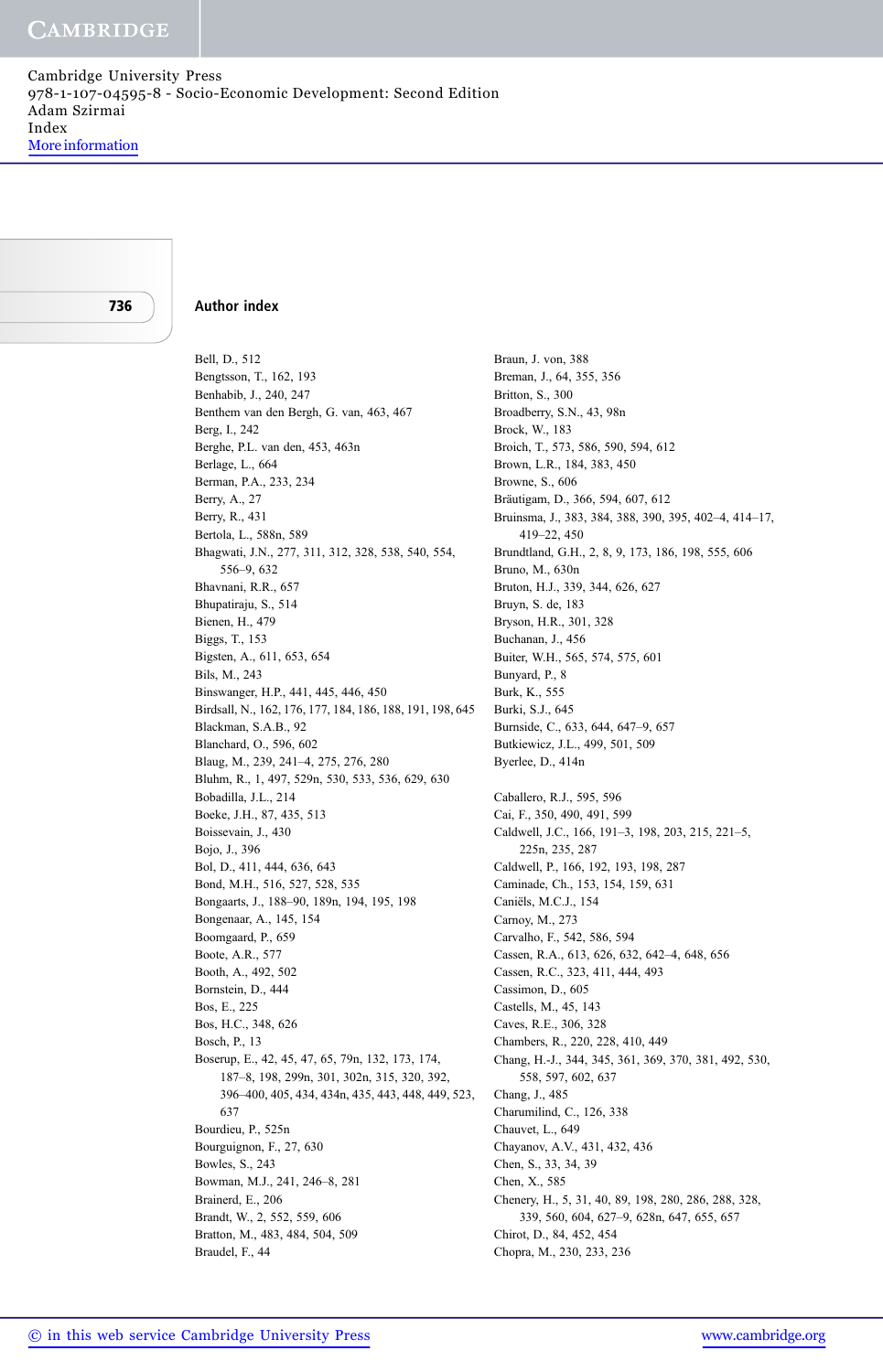## Author index

Bell, D., 512
Bengtsson, T., 162, 193
Benhabib, J., 240, 247
Benthem van den Bergh, G. van, 463, 467
Berg, I., 242
Berghe, P.L. van den, 453, 463n
Berlage, L., 664
Berman, P.A., 233, 234
Berry, A., 27
Berry, R., 431
Bertola, L., 588n, 589
Bhagwati, J.N., 277, 311, 312, 328, 538, 540, 554, 556–9, 632
Bhavnani, R.R., 657
Bhupatiraju, S., 514
Bienen, H., 479
Biggs, T., 153
Bigsten, A., 611, 653, 654
Bils, M., 243
Binswanger, H.P., 441, 445, 446, 450
Birdsall, N., 162, 176, 177, 184, 186, 188, 191, 198, 645
Blackman, S.A.B., 92
Blanchard, O., 596, 602
Blaug, M., 239, 241–4, 275, 276, 280
Bluhm, R., 1, 497, 529n, 530, 533, 536, 629, 630
Bobadilla, J.L., 214
Boeke, J.H., 87, 435, 513
Boissevain, J., 430
Bojo, J., 396
Bol, D., 411, 444, 636, 643
Bond, M.H., 516, 527, 528, 535
Bongaarts, J., 188–90, 189n, 194, 195, 198
Bongenaar, A., 145, 154
Boomgaard, P., 659
Boote, A.R., 577
Booth, A., 492, 502
Bornstein, D., 444
Bos, E., 225
Bos, H.C., 348, 626
Bosch, P., 13
Boserup, E., 42, 45, 47, 65, 79n, 132, 173, 174, 187–8, 198, 299n, 301, 302n, 315, 320, 392, 396–400, 405, 434, 434n, 435, 443, 448, 449, 523, 637
Bourdieu, P., 525n
Bourguignon, F., 27, 630
Bowles, S., 243
Bowman, M.J., 241, 246–8, 281
Brainerd, E., 206
Brandt, W., 2, 552, 559, 606
Bratton, M., 483, 484, 504, 509
Braudel, F., 44
Braun, J. von, 388
Breman, J., 64, 355, 356
Britton, S., 300
Broadberry, S.N., 43, 98n
Brock, W., 183
Broich, T., 573, 586, 590, 594, 612
Brown, L.R., 184, 383, 450
Browne, S., 606
Bräutigam, D., 366, 594, 607, 612
Bruinsma, J., 383, 384, 388, 390, 395, 402–4, 414–17, 419–22, 450
Brundtland, G.H., 2, 8, 9, 173, 186, 198, 555, 606
Bruno, M., 630n
Bruton, H.J., 339, 344, 626, 627
Bruyn, S. de, 183
Bryson, H.R., 301, 328
Buchanan, J., 456
Buiter, W.H., 565, 574, 575, 601
Bunyard, P., 8
Burk, K., 555
Burki, S.J., 645
Burnside, C., 633, 644, 647–9, 657
Butkiewicz, J.L., 499, 501, 509
Byerlee, D., 414n

Caballero, R.J., 595, 596
Cai, F., 350, 490, 491, 599
Caldwell, J.C., 166, 191–3, 198, 203, 215, 221–5, 225n, 235, 287
Caldwell, P., 166, 192, 193, 198, 287
Caminade, Ch., 153, 154, 159, 631
Caniëls, M.C.J., 154
Carnoy, M., 273
Carvalho, F., 542, 586, 594
Cassen, R.A., 613, 626, 632, 642–4, 648, 656
Cassen, R.C., 323, 411, 444, 493
Cassimon, D., 605
Castells, M., 45, 143
Caves, R.E., 306, 328
Chambers, R., 220, 228, 410, 449
Chang, H.-J., 344, 345, 361, 369, 370, 381, 492, 530, 558, 597, 602, 637
Chang, J., 485
Charumilind, C., 126, 338
Chauvet, L., 649
Chayanov, A.V., 431, 432, 436
Chen, S., 33, 34, 39
Chen, X., 585
Chenery, H., 5, 31, 40, 89, 198, 280, 286, 288, 328, 339, 560, 604, 627–9, 628n, 647, 655, 657
Chirot, D., 84, 452, 454
Chopra, M., 230, 233, 236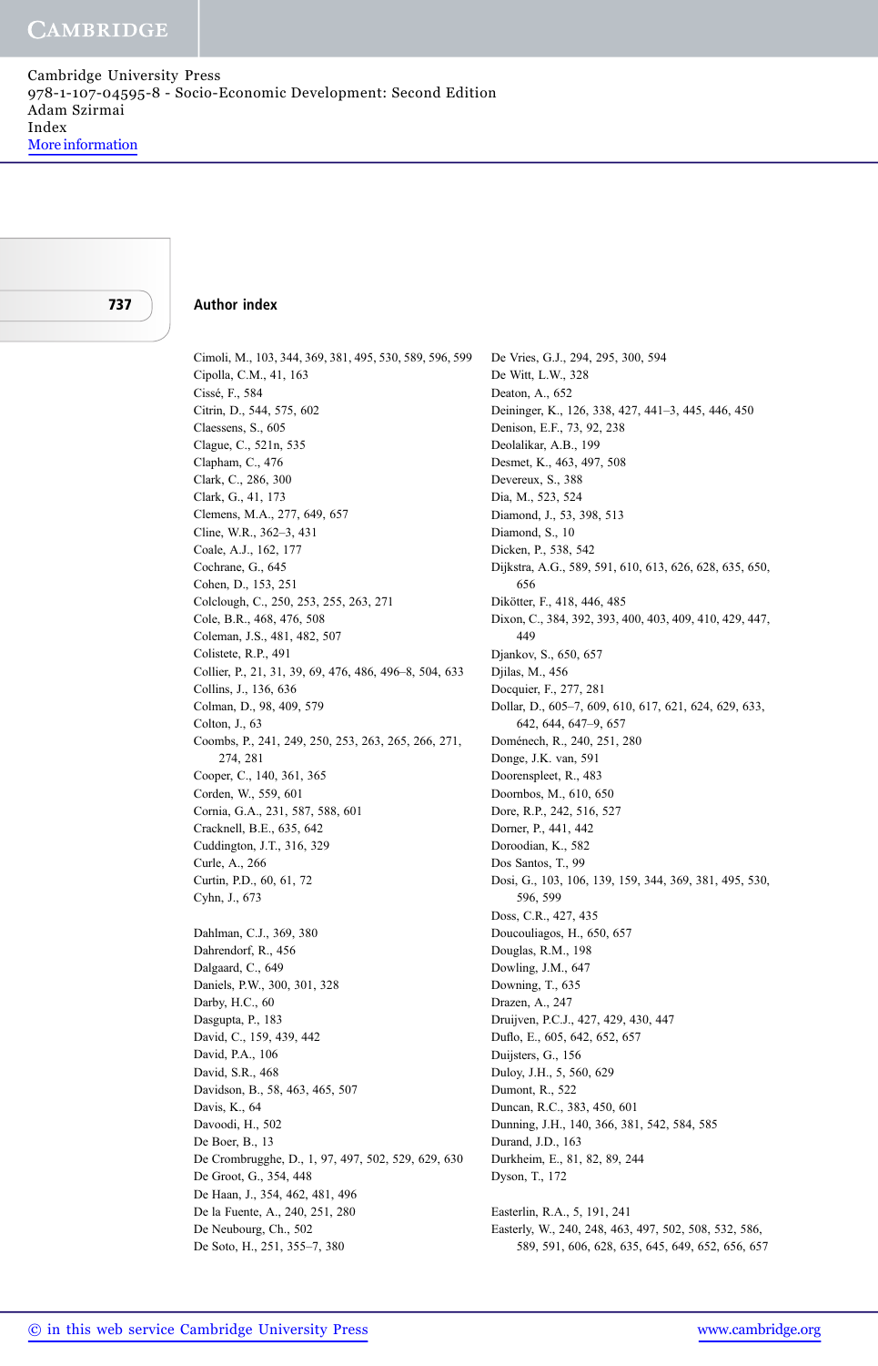## Author index

Cimoli, M., 103, 344, 369, 381, 495, 530, 589, 596, 599
Cipolla, C.M., 41, 163
Cissé, F., 584
Citrin, D., 544, 575, 602
Claessens, S., 605
Clague, C., 521n, 535
Clapham, C., 476
Clark, C., 286, 300
Clark, G., 41, 173
Clemens, M.A., 277, 649, 657
Cline, W.R., 362–3, 431
Coale, A.J., 162, 177
Cochrane, G., 645
Cohen, D., 153, 251
Colclough, C., 250, 253, 255, 263, 271
Cole, B.R., 468, 476, 508
Coleman, J.S., 481, 482, 507
Colistete, R.P., 491
Collier, P., 21, 31, 39, 69, 476, 486, 496–8, 504, 633
Collins, J., 136, 636
Colman, D., 98, 409, 579
Colton, J., 63
Coombs, P., 241, 249, 250, 253, 263, 265, 266, 271, 274, 281
Cooper, C., 140, 361, 365
Corden, W., 559, 601
Cornia, G.A., 231, 587, 588, 601
Cracknell, B.E., 635, 642
Cuddington, J.T., 316, 329
Curle, A., 266
Curtin, P.D., 60, 61, 72
Cyhn, J., 673

Dahlman, C.J., 369, 380
Dahrendorf, R., 456
Dalgaard, C., 649
Daniels, P.W., 300, 301, 328
Darby, H.C., 60
Dasgupta, P., 183
David, C., 159, 439, 442
David, P.A., 106
David, S.R., 468
Davidson, B., 58, 463, 465, 507
Davis, K., 64
Davoodi, H., 502
De Boer, B., 13
De Crombrugghe, D., 1, 97, 497, 502, 529, 629, 630
De Groot, G., 354, 448
De Haan, J., 354, 462, 481, 496
De la Fuente, A., 240, 251, 280
De Neubourg, Ch., 502
De Soto, H., 251, 355–7, 380
De Vries, G.J., 294, 295, 300, 594
De Witt, L.W., 328
Deaton, A., 652
Deininger, K., 126, 338, 427, 441–3, 445, 446, 450
Denison, E.F., 73, 92, 238
Deolalikar, A.B., 199
Desmet, K., 463, 497, 508
Devereux, S., 388
Dia, M., 523, 524
Diamond, J., 53, 398, 513
Diamond, S., 10
Dicken, P., 538, 542
Dijkstra, A.G., 589, 591, 610, 613, 626, 628, 635, 650, 656
Dikötter, F., 418, 446, 485
Dixon, C., 384, 392, 393, 400, 403, 409, 410, 429, 447, 449
Djankov, S., 650, 657
Djilas, M., 456
Docquier, F., 277, 281
Dollar, D., 605–7, 609, 610, 617, 621, 624, 629, 633, 642, 644, 647–9, 657
Doménech, R., 240, 251, 280
Donge, J.K. van, 591
Doorenspleet, R., 483
Doornbos, M., 610, 650
Dore, R.P., 242, 516, 527
Dorner, P., 441, 442
Doroodian, K., 582
Dos Santos, T., 99
Dosi, G., 103, 106, 139, 159, 344, 369, 381, 495, 530, 596, 599
Doss, C.R., 427, 435
Doucouliagos, H., 650, 657
Douglas, R.M., 198
Dowling, J.M., 647
Downing, T., 635
Drazen, A., 247
Druijven, P.C.J., 427, 429, 430, 447
Duflo, E., 605, 642, 652, 657
Duijsters, G., 156
Duloy, J.H., 5, 560, 629
Dumont, R., 522
Duncan, R.C., 383, 450, 601
Dunning, J.H., 140, 366, 381, 542, 584, 585
Durand, J.D., 163
Durkheim, E., 81, 82, 89, 244
Dyson, T., 172

Easterlin, R.A., 5, 191, 241
Easterly, W., 240, 248, 463, 497, 502, 508, 532, 586, 589, 591, 606, 628, 635, 645, 649, 652, 656, 657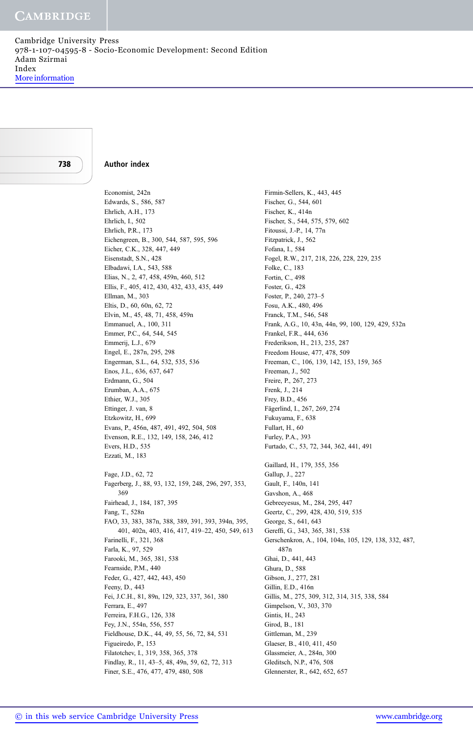## Author index

Economist, 242n
Edwards, S., 586, 587
Ehrlich, A.H., 173
Ehrlich, I., 502
Ehrlich, P.R., 173
Eichengreen, B., 300, 544, 587, 595, 596
Eicher, C.K., 328, 447, 449
Eisenstadt, S.N., 428
Elbadawi, I.A., 543, 588
Elias, N., 2, 47, 458, 459n, 460, 512
Ellis, F., 405, 412, 430, 432, 433, 435, 449
Ellman, M., 303
Eltis, D., 60, 60n, 62, 72
Elvin, M., 45, 48, 71, 458, 459n
Emmanuel, A., 100, 311
Emmer, P.C., 64, 544, 545
Emmerij, L.J., 679
Engel, E., 287n, 295, 298
Engerman, S.L., 64, 532, 535, 536
Enos, J.L., 636, 637, 647
Erdmann, G., 504
Erumban, A.A., 675
Ethier, W.J., 305
Ettinger, J. van, 8
Etzkowitz, H., 699
Evans, P., 456n, 487, 491, 492, 504, 508
Evenson, R.E., 132, 149, 158, 246, 412
Evers, H.D., 535
Ezzati, M., 183

Fage, J.D., 62, 72
Fagerberg, J., 88, 93, 132, 159, 248, 296, 297, 353, 369
Fairhead, J., 184, 187, 395
Fang, T., 528n
FAO, 33, 383, 387n, 388, 389, 391, 393, 394n, 395, 401, 402n, 403, 416, 417, 419–22, 450, 549, 613
Farinelli, F., 321, 368
Farla, K., 97, 529
Farooki, M., 365, 381, 538
Fearnside, P.M., 440
Feder, G., 427, 442, 443, 450
Feeny, D., 443
Fei, J.C.H., 81, 89n, 129, 323, 337, 361, 380
Ferrara, E., 497
Ferreira, F.H.G., 126, 338
Fey, J.N., 554n, 556, 557
Fieldhouse, D.K., 44, 49, 55, 56, 72, 84, 531
Figueiredo, P., 153
Filatotchev, I., 319, 358, 365, 378
Findlay, R., 11, 43–5, 48, 49n, 59, 62, 72, 313
Finer, S.E., 476, 477, 479, 480, 508
Firmin-Sellers, K., 443, 445
Fischer, G., 544, 601
Fischer, K., 414n
Fischer, S., 544, 575, 579, 602
Fitoussi, J.-P., 14, 77n
Fitzpatrick, J., 562
Fofana, I., 584
Fogel, R.W., 217, 218, 226, 228, 229, 235
Folke, C., 183
Fortin, C., 498
Foster, G., 428
Foster, P., 240, 273–5
Fosu, A.K., 480, 496
Franck, T.M., 546, 548
Frank, A.G., 10, 43n, 44n, 99, 100, 129, 429, 532n
Frankel, F.R., 444, 636
Frederikson, H., 213, 235, 287
Freedom House, 477, 478, 509
Freeman, C., 106, 139, 142, 153, 159, 365
Freeman, J., 502
Freire, P., 267, 273
Frenk, J., 214
Frey, B.D., 456
Fägerlind, I., 267, 269, 274
Fukuyama, F., 638
Fullart, H., 60
Furley, P.A., 393
Furtado, C., 53, 72, 344, 362, 441, 491

Gaillard, H., 179, 355, 356
Gallup, J., 227
Gault, F., 140n, 141
Gavshon, A., 468
Gebreeyesus, M., 284, 295, 447
Geertz, C., 299, 428, 430, 519, 535
George, S., 641, 643
Gereffi, G., 343, 365, 381, 538
Gerschenkron, A., 104, 104n, 105, 129, 138, 332, 487, 487n
Ghai, D., 441, 443
Ghura, D., 588
Gibson, J., 277, 281
Gillin, E.D., 416n
Gillis, M., 275, 309, 312, 314, 315, 338, 584
Gimpelson, V., 303, 370
Gintis, H., 243
Girod, B., 181
Gittleman, M., 239
Glaeser, B., 410, 411, 450
Glassmeier, A., 284n, 300
Gleditsch, N.P., 476, 508
Glennerster, R., 642, 652, 657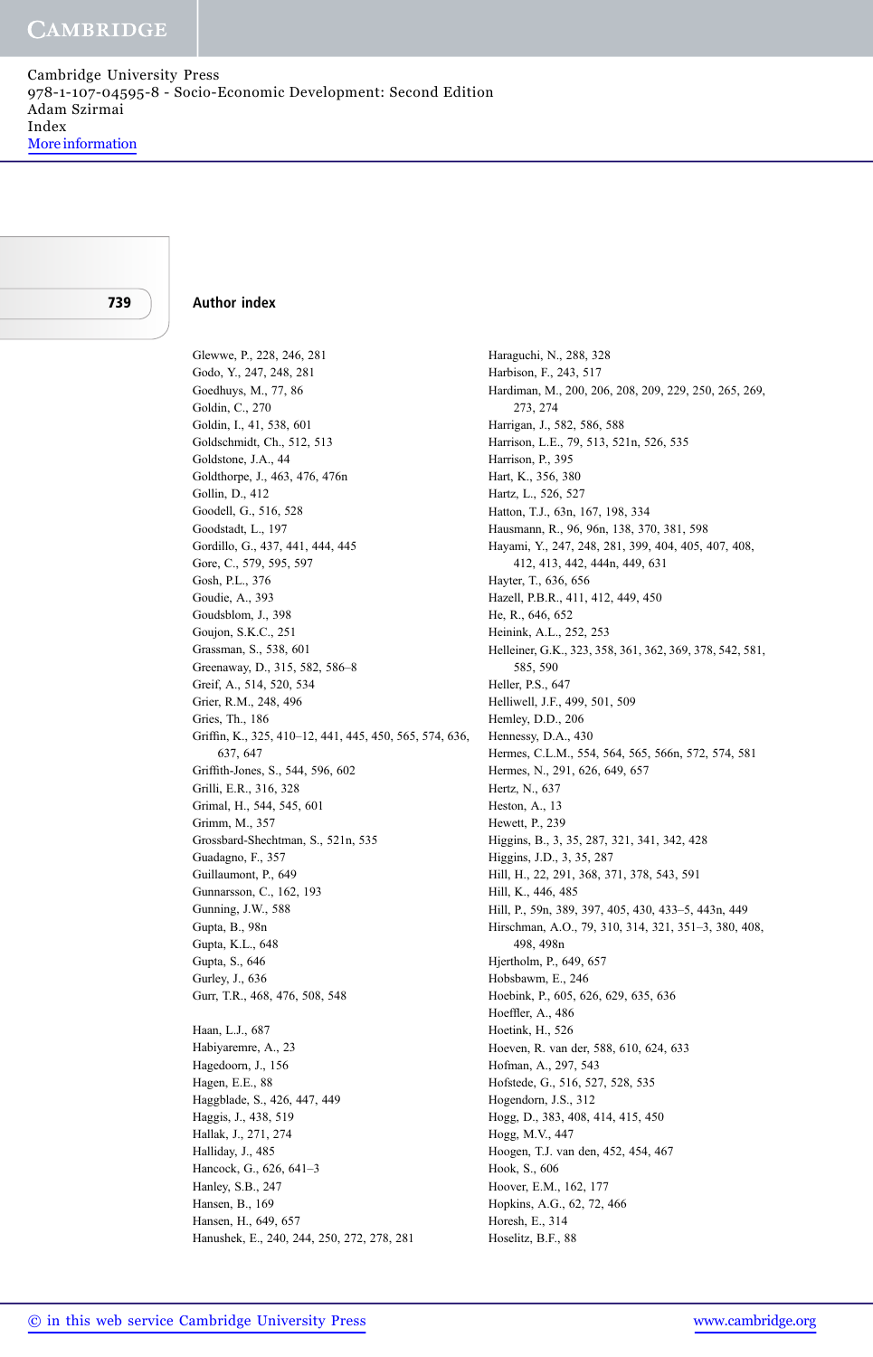## Author index

Glewwe, P., 228, 246, 281
Godo, Y., 247, 248, 281
Goedhuys, M., 77, 86
Goldin, C., 270
Goldin, I., 41, 538, 601
Goldschmidt, Ch., 512, 513
Goldstone, J.A., 44
Goldthorpe, J., 463, 476, 476n
Gollin, D., 412
Goodell, G., 516, 528
Goodstadt, L., 197
Gordillo, G., 437, 441, 444, 445
Gore, C., 579, 595, 597
Gosh, P.L., 376
Goudie, A., 393
Goudsblom, J., 398
Goujon, S.K.C., 251
Grassman, S., 538, 601
Greenaway, D., 315, 582, 586–8
Greif, A., 514, 520, 534
Grier, R.M., 248, 496
Gries, Th., 186
Griffin, K., 325, 410–12, 441, 445, 450, 565, 574, 636, 637, 647
Griffith-Jones, S., 544, 596, 602
Grilli, E.R., 316, 328
Grimal, H., 544, 545, 601
Grimm, M., 357
Grossbard-Shechtman, S., 521n, 535
Guadagno, F., 357
Guillaumont, P., 649
Gunnarsson, C., 162, 193
Gunning, J.W., 588
Gupta, B., 98n
Gupta, K.L., 648
Gupta, S., 646
Gurley, J., 636
Gurr, T.R., 468, 476, 508, 548

Haan, L.J., 687
Habiyaremre, A., 23
Hagedoorn, J., 156
Hagen, E.E., 88
Haggblade, S., 426, 447, 449
Haggis, J., 438, 519
Hallak, J., 271, 274
Halliday, J., 485
Hancock, G., 626, 641–3
Hanley, S.B., 247
Hansen, B., 169
Hansen, H., 649, 657
Hanushek, E., 240, 244, 250, 272, 278, 281

Haraguchi, N., 288, 328
Harbison, F., 243, 517
Hardiman, M., 200, 206, 208, 209, 229, 250, 265, 269, 273, 274
Harrigan, J., 582, 586, 588
Harrison, L.E., 79, 513, 521n, 526, 535
Harrison, P., 395
Hart, K., 356, 380
Hartz, L., 526, 527
Hatton, T.J., 63n, 167, 198, 334
Hausmann, R., 96, 96n, 138, 370, 381, 598
Hayami, Y., 247, 248, 281, 399, 404, 405, 407, 408, 412, 413, 442, 444n, 449, 631
Hayter, T., 636, 656
Hazell, P.B.R., 411, 412, 449, 450
He, R., 646, 652
Heinink, A.L., 252, 253
Helleiner, G.K., 323, 358, 361, 362, 369, 378, 542, 581, 585, 590
Heller, P.S., 647
Helliwell, J.F., 499, 501, 509
Hemley, D.D., 206
Hennessy, D.A., 430
Hermes, C.L.M., 554, 564, 565, 566n, 572, 574, 581
Hermes, N., 291, 626, 649, 657
Hertz, N., 637
Heston, A., 13
Hewett, P., 239
Higgins, B., 3, 35, 287, 321, 341, 342, 428
Higgins, J.D., 3, 35, 287
Hill, H., 22, 291, 368, 371, 378, 543, 591
Hill, K., 446, 485
Hill, P., 59n, 389, 397, 405, 430, 433–5, 443n, 449
Hirschman, A.O., 79, 310, 314, 321, 351–3, 380, 408, 498, 498n
Hjertholm, P., 649, 657
Hobsbawm, E., 246
Hoebink, P., 605, 626, 629, 635, 636
Hoeffler, A., 486
Hoetink, H., 526
Hoeven, R. van der, 588, 610, 624, 633
Hofman, A., 297, 543
Hofstede, G., 516, 527, 528, 535
Hogendorn, J.S., 312
Hogg, D., 383, 408, 414, 415, 450
Hogg, M.V., 447
Hoogen, T.J. van den, 452, 454, 467
Hook, S., 606
Hoover, E.M., 162, 177
Hopkins, A.G., 62, 72, 466
Horesh, E., 314
Hoselitz, B.F., 88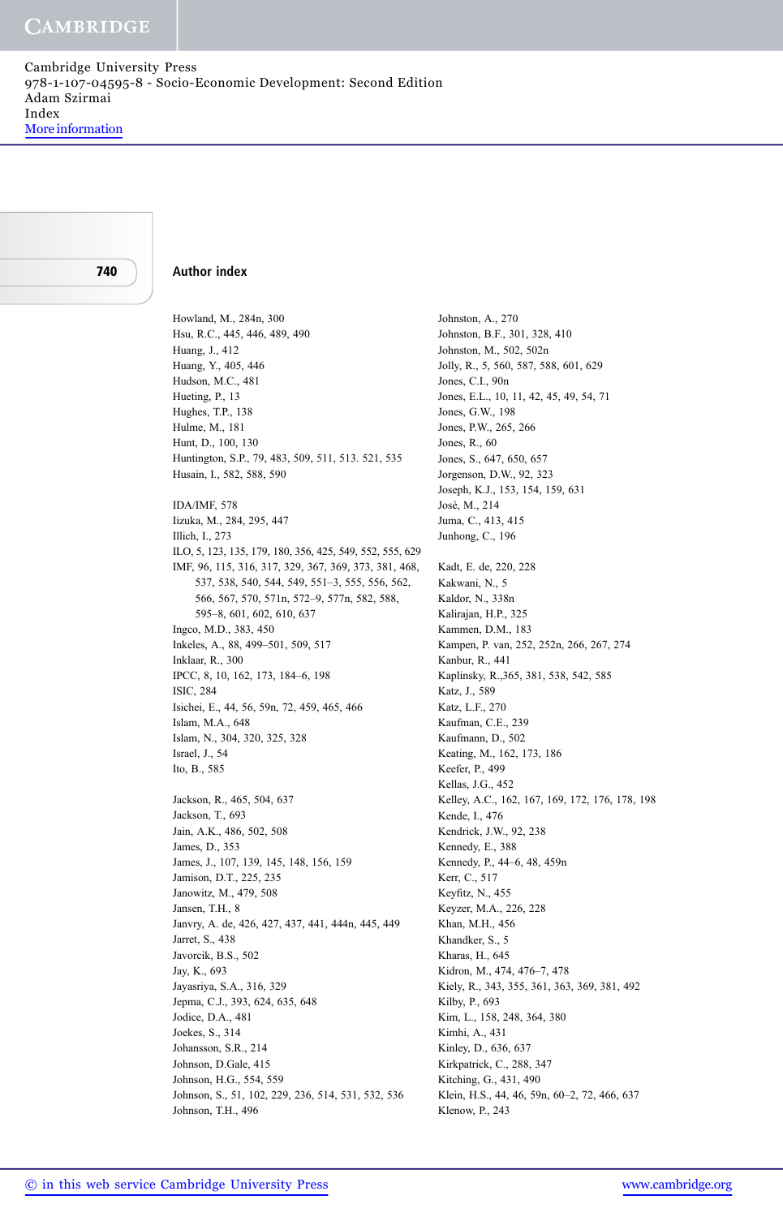## Author index

Howland, M., 284n, 300
Hsu, R.C., 445, 446, 489, 490
Huang, J., 412
Huang, Y., 405, 446
Hudson, M.C., 481
Hueting, P., 13
Hughes, T.P., 138
Hulme, M., 181
Hunt, D., 100, 130
Huntington, S.P., 79, 483, 509, 511, 513. 521, 535
Husain, I., 582, 588, 590

IDA/IMF, 578
Iizuka, M., 284, 295, 447
Illich, I., 273
ILO, 5, 123, 135, 179, 180, 356, 425, 549, 552, 555, 629
IMF, 96, 115, 316, 317, 329, 367, 369, 373, 381, 468, 537, 538, 540, 544, 549, 551–3, 555, 556, 562, 566, 567, 570, 571n, 572–9, 577n, 582, 588, 595–8, 601, 602, 610, 637
Ingco, M.D., 383, 450
Inkeles, A., 88, 499–501, 509, 517
Inklaar, R., 300
IPCC, 8, 10, 162, 173, 184–6, 198
ISIC, 284
Isichei, E., 44, 56, 59n, 72, 459, 465, 466
Islam, M.A., 648
Islam, N., 304, 320, 325, 328
Israel, J., 54
Ito, B., 585

Jackson, R., 465, 504, 637
Jackson, T., 693
Jain, A.K., 486, 502, 508
James, D., 353
James, J., 107, 139, 145, 148, 156, 159
Jamison, D.T., 225, 235
Janowitz, M., 479, 508
Jansen, T.H., 8
Janvry, A. de, 426, 427, 437, 441, 444n, 445, 449
Jarret, S., 438
Javorcik, B.S., 502
Jay, K., 693
Jayasriya, S.A., 316, 329
Jepma, C.J., 393, 624, 635, 648
Jodice, D.A., 481
Joekes, S., 314
Johansson, S.R., 214
Johnson, D.Gale, 415
Johnson, H.G., 554, 559
Johnson, S., 51, 102, 229, 236, 514, 531, 532, 536
Johnson, T.H., 496
Johnston, A., 270
Johnston, B.F., 301, 328, 410
Johnston, M., 502, 502n
Jolly, R., 5, 560, 587, 588, 601, 629
Jones, C.I., 90n
Jones, E.L., 10, 11, 42, 45, 49, 54, 71
Jones, G.W., 198
Jones, P.W., 265, 266
Jones, R., 60
Jones, S., 647, 650, 657
Jorgenson, D.W., 92, 323
Joseph, K.J., 153, 154, 159, 631
Josè, M., 214
Juma, C., 413, 415
Junhong, C., 196

Kadt, E. de, 220, 228
Kakwani, N., 5
Kaldor, N., 338n
Kalirajan, H.P., 325
Kammen, D.M., 183
Kampen, P. van, 252, 252n, 266, 267, 274
Kanbur, R., 441
Kaplinsky, R.,365, 381, 538, 542, 585
Katz, J., 589
Katz, L.F., 270
Kaufman, C.E., 239
Kaufmann, D., 502
Keating, M., 162, 173, 186
Keefer, P., 499
Kellas, J.G., 452
Kelley, A.C., 162, 167, 169, 172, 176, 178, 198
Kende, I., 476
Kendrick, J.W., 92, 238
Kennedy, E., 388
Kennedy, P., 44–6, 48, 459n
Kerr, C., 517
Keyfitz, N., 455
Keyzer, M.A., 226, 228
Khan, M.H., 456
Khandker, S., 5
Kharas, H., 645
Kidron, M., 474, 476–7, 478
Kiely, R., 343, 355, 361, 363, 369, 381, 492
Kilby, P., 693
Kim, L., 158, 248, 364, 380
Kimhi, A., 431
Kinley, D., 636, 637
Kirkpatrick, C., 288, 347
Kitching, G., 431, 490
Klein, H.S., 44, 46, 59n, 60–2, 72, 466, 637
Klenow, P., 243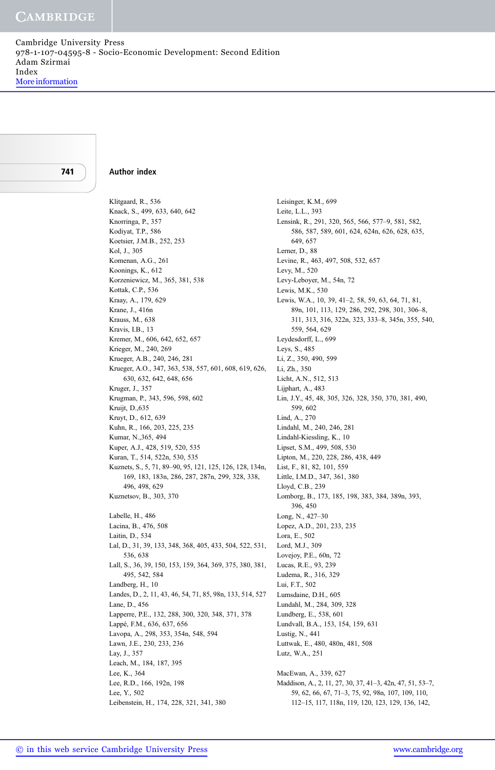## Author index

Klitgaard, R., 536
Knack, S., 499, 633, 640, 642
Knorringa, P., 357
Kodiyat, T.P., 586
Koetsier, J.M.B., 252, 253
Kol, J., 305
Komenan, A.G., 261
Koonings, K., 612
Korzeniewicz, M., 365, 381, 538
Kottak, C.P., 536
Kraay, A., 179, 629
Krane, J., 416n
Krauss, M., 638
Kravis, I.B., 13
Kremer, M., 606, 642, 652, 657
Krieger, M., 240, 269
Krueger, A.B., 240, 246, 281
Krueger, A.O., 347, 363, 538, 557, 601, 608, 619, 626, 630, 632, 642, 648, 656
Kruger, J., 357
Krugman, P., 343, 596, 598, 602
Kruijt, D.,635
Kruyt, D., 612, 639
Kuhn, R., 166, 203, 225, 235
Kumar, N.,365, 494
Kuper, A.J., 428, 519, 520, 535
Kuran, T., 514, 522n, 530, 535
Kuznets, S., 5, 71, 89–90, 95, 121, 125, 126, 128, 134n, 169, 183, 183n, 286, 287, 287n, 299, 328, 338, 496, 498, 629
Kuznetsov, B., 303, 370

Labelle, H., 486
Lacina, B., 476, 508
Laitin, D., 534
Lal, D., 31, 39, 133, 348, 368, 405, 433, 504, 522, 531, 536, 638
Lall, S., 36, 39, 150, 153, 159, 364, 369, 375, 380, 381, 495, 542, 584
Landberg, H., 10
Landes, D., 2, 11, 43, 46, 54, 71, 85, 98n, 133, 514, 527
Lane, D., 456
Lapperre, P.E., 132, 288, 300, 320, 348, 371, 378
Lappé, F.M., 636, 637, 656
Lavopa, A., 298, 353, 354n, 548, 594
Lawn, J.E., 230, 233, 236
Lay, J., 357
Leach, M., 184, 187, 395
Lee, K., 364
Lee, R.D., 166, 192n, 198
Lee, Y., 502
Leibenstein, H., 174, 228, 321, 341, 380
Leisinger, K.M., 699
Leite, L.L., 393
Lensink, R., 291, 320, 565, 566, 577–9, 581, 582, 586, 587, 589, 601, 624, 624n, 626, 628, 635, 649, 657
Lerner, D., 88
Levine, R., 463, 497, 508, 532, 657
Levy, M., 520
Levy-Leboyer, M., 54n, 72
Lewis, M.K., 530
Lewis, W.A., 10, 39, 41–2, 58, 59, 63, 64, 71, 81, 89n, 101, 113, 129, 286, 292, 298, 301, 306–8, 311, 313, 316, 322n, 323, 333–8, 345n, 355, 540, 559, 564, 629
Leydesdorff, L., 699
Leys, S., 485
Li, Z., 350, 490, 599
Li, Zh., 350
Licht, A.N., 512, 513
Lijphart, A., 483
Lin, J.Y., 45, 48, 305, 326, 328, 350, 370, 381, 490, 599, 602
Lind, A., 270
Lindahl, M., 240, 246, 281
Lindahl-Kiessling, K., 10
Lipset, S.M., 499, 508, 530
Lipton, M., 220, 228, 286, 438, 449
List, F., 81, 82, 101, 559
Little, I.M.D., 347, 361, 380
Lloyd, C.B., 239
Lomborg, B., 173, 185, 198, 383, 384, 389n, 393, 396, 450
Long, N., 427–30
Lopez, A.D., 201, 233, 235
Lora, E., 502
Lord, M.J., 309
Lovejoy, P.E., 60n, 72
Lucas, R.E., 93, 239
Ludema, R., 316, 329
Lui, F.T., 502
Lumsdaine, D.H., 605
Lundahl, M., 284, 309, 328
Lundberg, E., 538, 601
Lundvall, B.A., 153, 154, 159, 631
Lustig, N., 441
Luttwak, E., 480, 480n, 481, 508
Lutz, W.A., 251

MacEwan, A., 339, 627
Maddison, A., 2, 11, 27, 30, 37, 41–3, 42n, 47, 51, 53–7, 59, 62, 66, 67, 71–3, 75, 92, 98n, 107, 109, 110, 112–15, 117, 118n, 119, 120, 123, 129, 136, 142,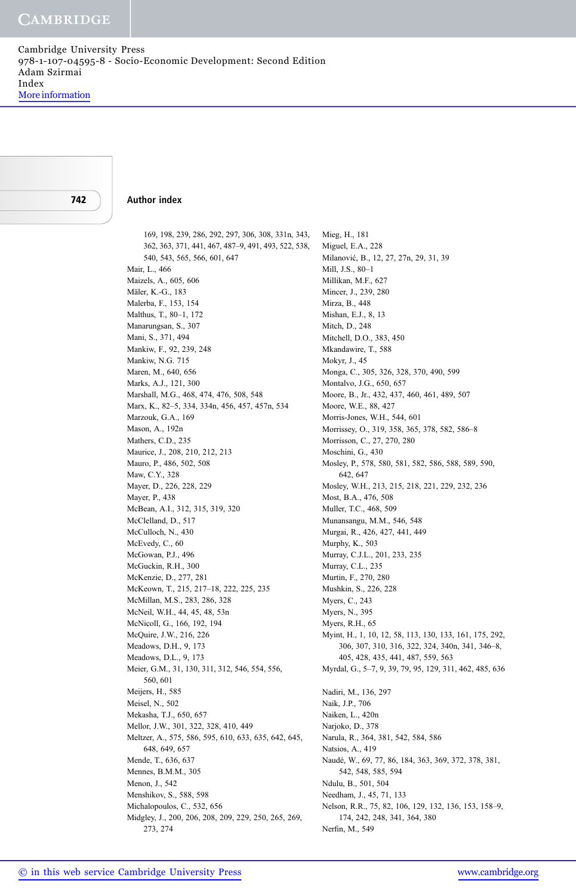## Author index

169, 198, 239, 286, 292, 297, 306, 308, 331n, 343, 362, 363, 371, 441, 467, 487–9, 491, 493, 522, 538, 540, 543, 565, 566, 601, 647
Mair, L., 466
Maizels, A., 605, 606
Mäler, K.-G., 183
Malerba, F., 153, 154
Malthus, T., 80–1, 172
Manarungsan, S., 307
Mani, S., 371, 494
Mankiw, F., 92, 239, 248
Mankiw, N.G. 715
Maren, M., 640, 656
Marks, A.J., 121, 300
Marshall, M.G., 468, 474, 476, 508, 548
Marx, K., 82–5, 334, 334n, 456, 457, 457n, 534
Marzouk, G.A., 169
Mason, A., 192n
Mathers, C.D., 235
Maurice, J., 208, 210, 212, 213
Mauro, P., 486, 502, 508
Maw, C.Y., 328
Mayer, D., 226, 228, 229
Mayer, P., 438
McBean, A.I., 312, 315, 319, 320
McClelland, D., 517
McCulloch, N., 430
McEvedy, C., 60
McGowan, P.J., 496
McGuckin, R.H., 300
McKenzie, D., 277, 281
McKeown, T., 215, 217–18, 222, 225, 235
McMillan, M.S., 283, 286, 328
McNeil, W.H., 44, 45, 48, 53n
McNicoll, G., 166, 192, 194
McQuire, J.W., 216, 226
Meadows, D.H., 9, 173
Meadows, D.L., 9, 173
Meier, G.M., 31, 130, 311, 312, 546, 554, 556, 560, 601
Meijers, H., 585
Meisel, N., 502
Mekasha, T.J., 650, 657
Mellor, J.W., 301, 322, 328, 410, 449
Meltzer, A., 575, 586, 595, 610, 633, 635, 642, 645, 648, 649, 657
Mende, T., 636, 637
Mennes, B.M.M., 305
Menon, J., 542
Menshikov, S., 588, 598
Michalopoulos, C., 532, 656
Midgley, J., 200, 206, 208, 209, 229, 250, 265, 269, 273, 274
Mieg, H., 181
Miguel, E.A., 228
Milanović, B., 12, 27, 27n, 29, 31, 39
Mill, J.S., 80–1
Millikan, M.F., 627
Mincer, J., 239, 280
Mirza, B., 448
Mishan, E.J., 8, 13
Mitch, D., 248
Mitchell, D.O., 383, 450
Mkandawire, T., 588
Mokyr, J., 45
Monga, C., 305, 326, 328, 370, 490, 599
Montalvo, J.G., 650, 657
Moore, B., Jr., 432, 437, 460, 461, 489, 507
Moore, W.E., 88, 427
Morris-Jones, W.H., 544, 601
Morrissey, O., 319, 358, 365, 378, 582, 586–8
Morrisson, C., 27, 270, 280
Moschini, G., 430
Mosley, P., 578, 580, 581, 582, 586, 588, 589, 590, 642, 647
Mosley, W.H., 213, 215, 218, 221, 229, 232, 236
Most, B.A., 476, 508
Muller, T.C., 468, 509
Munansangu, M.M., 546, 548
Murgai, R., 426, 427, 441, 449
Murphy, K., 503
Murray, C.J.L., 201, 233, 235
Murray, C.L., 235
Murtin, F., 270, 280
Mushkin, S., 226, 228
Myers, C., 243
Myers, N., 395
Myers, R.H., 65
Myint, H., 1, 10, 12, 58, 113, 130, 133, 161, 175, 292, 306, 307, 310, 316, 322, 324, 340n, 341, 346–8, 405, 428, 435, 441, 487, 559, 563
Myrdal, G., 5–7, 9, 39, 79, 95, 129, 311, 462, 485, 636

Nadiri, M., 136, 297
Naik, J.P., 706
Naiken, L., 420n
Narjoko, D., 378
Narula, R., 364, 381, 542, 584, 586
Natsios, A., 419
Naudé, W., 69, 77, 86, 184, 363, 369, 372, 378, 381, 542, 548, 585, 594
Ndulu, B., 501, 504
Needham, J., 45, 71, 133
Nelson, R.R., 75, 82, 106, 129, 132, 136, 153, 158–9, 174, 242, 248, 341, 364, 380
Nerfin, M., 549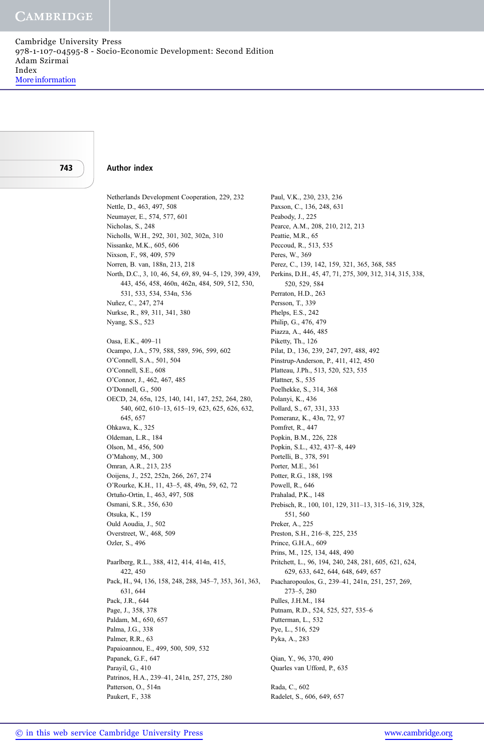## Author index

Netherlands Development Cooperation, 229, 232
Nettle, D., 463, 497, 508
Neumayer, E., 574, 577, 601
Nicholas, S., 248
Nicholls, W.H., 292, 301, 302, 302n, 310
Nissanke, M.K., 605, 606
Nixson, F., 98, 409, 579
Norren, B. van, 188n, 213, 218
North, D.C., 3, 10, 46, 54, 69, 89, 94–5, 129, 399, 439, 443, 456, 458, 460n, 462n, 484, 509, 512, 530, 531, 533, 534, 534n, 536
Nuñez, C., 247, 274
Nurkse, R., 89, 311, 341, 380
Nyang, S.S., 523

Oasa, E.K., 409–11
Ocampo, J.A., 579, 588, 589, 596, 599, 602
O'Connell, S.A., 501, 504
O'Connell, S.E., 608
O'Connor, J., 462, 467, 485
O'Donnell, G., 500
OECD, 24, 65n, 125, 140, 141, 147, 252, 264, 280, 540, 602, 610–13, 615–19, 623, 625, 626, 632, 645, 657
Ohkawa, K., 325
Oldeman, L.R., 184
Olson, M., 456, 500
O'Mahony, M., 300
Omran, A.R., 213, 235
Ooijens, J., 252, 252n, 266, 267, 274
O'Rourke, K.H., 11, 43–5, 48, 49n, 59, 62, 72
Ortuño-Ortin, I., 463, 497, 508
Osmani, S.R., 356, 630
Otsuka, K., 159
Ould Aoudia, J., 502
Overstreet, W., 468, 509
Ozler, S., 496

Paarlberg, R.L., 388, 412, 414, 414n, 415, 422, 450
Pack, H., 94, 136, 158, 248, 288, 345–7, 353, 361, 363, 631, 644
Pack, J.R., 644
Page, J., 358, 378
Paldam, M., 650, 657
Palma, J.G., 338
Palmer, R.R., 63
Papaioannou, E., 499, 500, 509, 532
Papanek, G.F., 647
Parayil, G., 410
Patrinos, H.A., 239–41, 241n, 257, 275, 280
Patterson, O., 514n
Paukert, F., 338
Paul, V.K., 230, 233, 236
Paxson, C., 136, 248, 631
Peabody, J., 225
Pearce, A.M., 208, 210, 212, 213
Peattie, M.R., 65
Peccoud, R., 513, 535
Peres, W., 369
Perez, C., 139, 142, 159, 321, 365, 368, 585
Perkins, D.H., 45, 47, 71, 275, 309, 312, 314, 315, 338, 520, 529, 584
Perraton, H.D., 263
Persson, T., 339
Phelps, E.S., 242
Philip, G., 476, 479
Piazza, A., 446, 485
Piketty, Th., 126
Pilat, D., 136, 239, 247, 297, 488, 492
Pinstrup-Anderson, P., 411, 412, 450
Platteau, J.Ph., 513, 520, 523, 535
Plattner, S., 535
Poelhekke, S., 314, 368
Polanyi, K., 436
Pollard, S., 67, 331, 333
Pomeranz, K., 43n, 72, 97
Pomfret, R., 447
Popkin, B.M., 226, 228
Popkin, S.L., 432, 437–8, 449
Portelli, B., 378, 591
Porter, M.E., 361
Potter, R.G., 188, 198
Powell, R., 646
Prahalad, P.K., 148
Prebisch, R., 100, 101, 129, 311–13, 315–16, 319, 328, 551, 560
Preker, A., 225
Preston, S.H., 216–8, 225, 235
Prince, G.H.A., 609
Prins, M., 125, 134, 448, 490
Pritchett, L., 96, 194, 240, 248, 281, 605, 621, 624, 629, 633, 642, 644, 648, 649, 657
Psacharopoulos, G., 239–41, 241n, 251, 257, 269, 273–5, 280
Pulles, J.H.M., 184
Putnam, R.D., 524, 525, 527, 535–6
Putterman, L., 532
Pye, L., 516, 529
Pyka, A., 283

Qian, Y., 96, 370, 490
Quarles van Ufford, P., 635

Rada, C., 602
Radelet, S., 606, 649, 657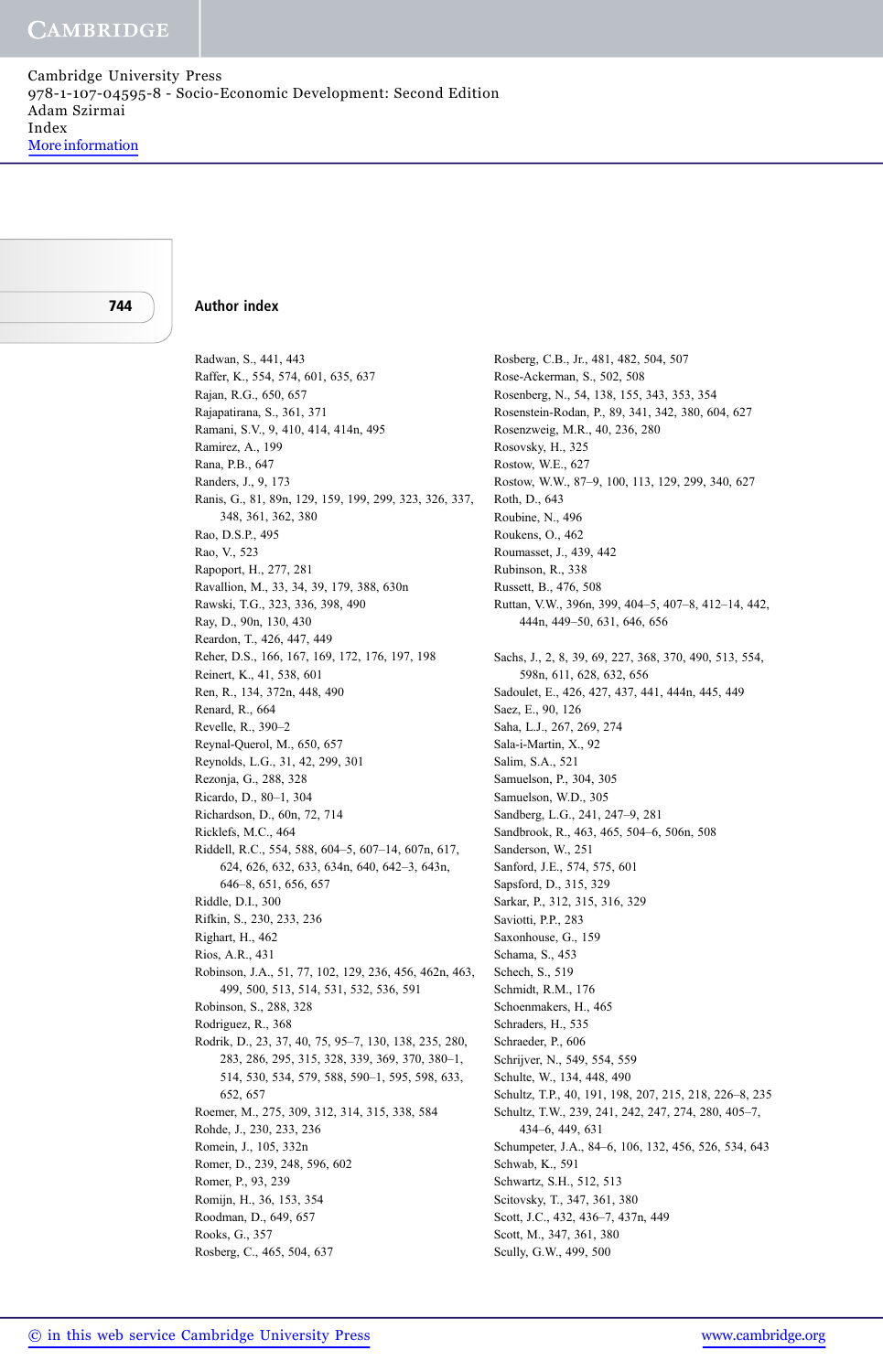## Author index

Radwan, S., 441, 443
Raffer, K., 554, 574, 601, 635, 637
Rajan, R.G., 650, 657
Rajapatirana, S., 361, 371
Ramani, S.V., 9, 410, 414, 414n, 495
Ramirez, A., 199
Rana, P.B., 647
Randers, J., 9, 173
Ranis, G., 81, 89n, 129, 159, 199, 299, 323, 326, 337, 348, 361, 362, 380
Rao, D.S.P., 495
Rao, V., 523
Rapoport, H., 277, 281
Ravallion, M., 33, 34, 39, 179, 388, 630n
Rawski, T.G., 323, 336, 398, 490
Ray, D., 90n, 130, 430
Reardon, T., 426, 447, 449
Reher, D.S., 166, 167, 169, 172, 176, 197, 198
Reinert, K., 41, 538, 601
Ren, R., 134, 372n, 448, 490
Renard, R., 664
Revelle, R., 390–2
Reynal-Querol, M., 650, 657
Reynolds, L.G., 31, 42, 299, 301
Rezonja, G., 288, 328
Ricardo, D., 80–1, 304
Richardson, D., 60n, 72, 714
Ricklefs, M.C., 464
Riddell, R.C., 554, 588, 604–5, 607–14, 607n, 617, 624, 626, 632, 633, 634n, 640, 642–3, 643n, 646–8, 651, 656, 657
Riddle, D.I., 300
Rifkin, S., 230, 233, 236
Righart, H., 462
Rios, A.R., 431
Robinson, J.A., 51, 77, 102, 129, 236, 456, 462n, 463, 499, 500, 513, 514, 531, 532, 536, 591
Robinson, S., 288, 328
Rodriguez, R., 368
Rodrik, D., 23, 37, 40, 75, 95–7, 130, 138, 235, 280, 283, 286, 295, 315, 328, 339, 369, 370, 380–1, 514, 530, 534, 579, 588, 590–1, 595, 598, 633, 652, 657
Roemer, M., 275, 309, 312, 314, 315, 338, 584
Rohde, J., 230, 233, 236
Romein, J., 105, 332n
Romer, D., 239, 248, 596, 602
Romer, P., 93, 239
Romijn, H., 36, 153, 354
Roodman, D., 649, 657
Rooks, G., 357
Rosberg, C., 465, 504, 637
Rosberg, C.B., Jr., 481, 482, 504, 507
Rose-Ackerman, S., 502, 508
Rosenberg, N., 54, 138, 155, 343, 353, 354
Rosenstein-Rodan, P., 89, 341, 342, 380, 604, 627
Rosenzweig, M.R., 40, 236, 280
Rosovsky, H., 325
Rostow, W.E., 627
Rostow, W.W., 87–9, 100, 113, 129, 299, 340, 627
Roth, D., 643
Roubine, N., 496
Roukens, O., 462
Roumasset, J., 439, 442
Rubinson, R., 338
Russett, B., 476, 508
Ruttan, V.W., 396n, 399, 404–5, 407–8, 412–14, 442, 444n, 449–50, 631, 646, 656

Sachs, J., 2, 8, 39, 69, 227, 368, 370, 490, 513, 554, 598n, 611, 628, 632, 656
Sadoulet, E., 426, 427, 437, 441, 444n, 445, 449
Saez, E., 90, 126
Saha, L.J., 267, 269, 274
Sala-i-Martin, X., 92
Salim, S.A., 521
Samuelson, P., 304, 305
Samuelson, W.D., 305
Sandberg, L.G., 241, 247–9, 281
Sandbrook, R., 463, 465, 504–6, 506n, 508
Sanderson, W., 251
Sanford, J.E., 574, 575, 601
Sapsford, D., 315, 329
Sarkar, P., 312, 315, 316, 329
Saviotti, P.P., 283
Saxonhouse, G., 159
Schama, S., 453
Schech, S., 519
Schmidt, R.M., 176
Schoenmakers, H., 465
Schraders, H., 535
Schraeder, P., 606
Schrijver, N., 549, 554, 559
Schulte, W., 134, 448, 490
Schultz, T.P., 40, 191, 198, 207, 215, 218, 226–8, 235
Schultz, T.W., 239, 241, 242, 247, 274, 280, 405–7, 434–6, 449, 631
Schumpeter, J.A., 84–6, 106, 132, 456, 526, 534, 643
Schwab, K., 591
Schwartz, S.H., 512, 513
Scitovsky, T., 347, 361, 380
Scott, J.C., 432, 436–7, 437n, 449
Scott, M., 347, 361, 380
Scully, G.W., 499, 500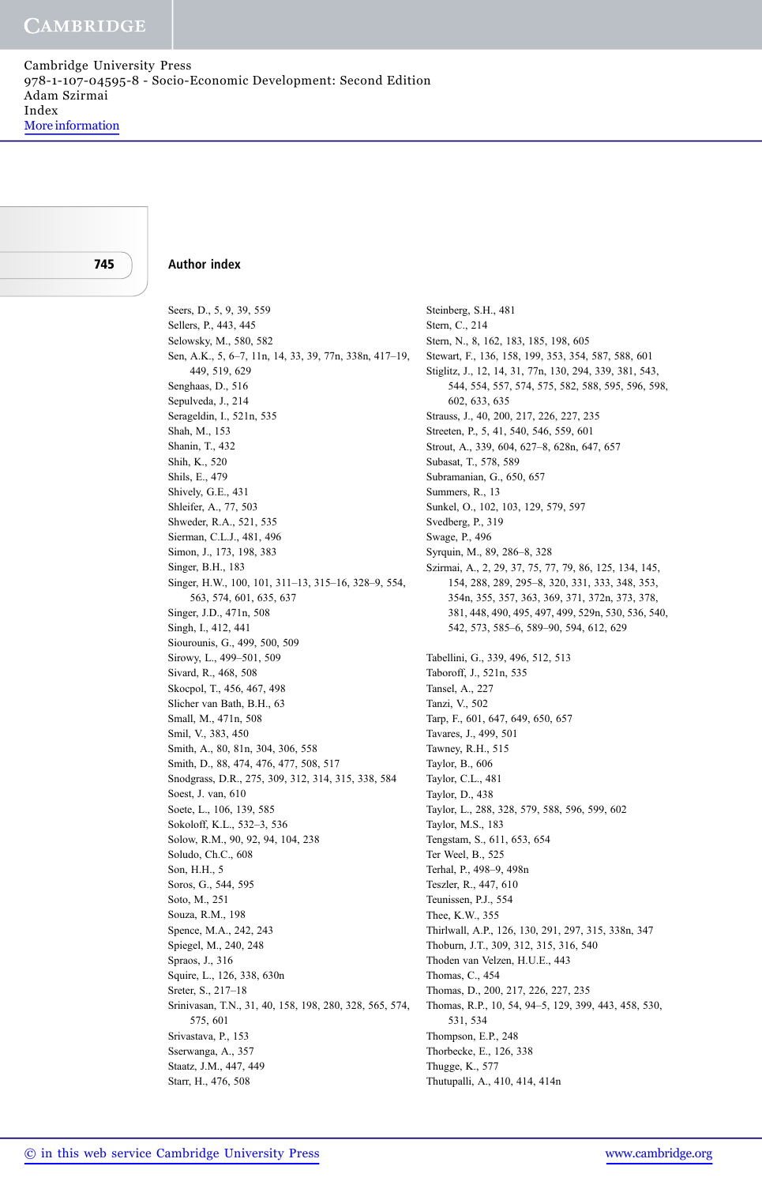## Author index

Seers, D., 5, 9, 39, 559
Sellers, P., 443, 445
Selowsky, M., 580, 582
Sen, A.K., 5, 6–7, 11n, 14, 33, 39, 77n, 338n, 417–19, 449, 519, 629
Senghaas, D., 516
Sepulveda, J., 214
Serageldin, I., 521n, 535
Shah, M., 153
Shanin, T., 432
Shih, K., 520
Shils, E., 479
Shively, G.E., 431
Shleifer, A., 77, 503
Shweder, R.A., 521, 535
Sierman, C.L.J., 481, 496
Simon, J., 173, 198, 383
Singer, B.H., 183
Singer, H.W., 100, 101, 311–13, 315–16, 328–9, 554, 563, 574, 601, 635, 637
Singer, J.D., 471n, 508
Singh, I., 412, 441
Siourounis, G., 499, 500, 509
Sirowy, L., 499–501, 509
Sivard, R., 468, 508
Skocpol, T., 456, 467, 498
Slicher van Bath, B.H., 63
Small, M., 471n, 508
Smil, V., 383, 450
Smith, A., 80, 81n, 304, 306, 558
Smith, D., 88, 474, 476, 477, 508, 517
Snodgrass, D.R., 275, 309, 312, 314, 315, 338, 584
Soest, J. van, 610
Soete, L., 106, 139, 585
Sokoloff, K.L., 532–3, 536
Solow, R.M., 90, 92, 94, 104, 238
Soludo, Ch.C., 608
Son, H.H., 5
Soros, G., 544, 595
Soto, M., 251
Souza, R.M., 198
Spence, M.A., 242, 243
Spiegel, M., 240, 248
Spraos, J., 316
Squire, L., 126, 338, 630n
Sreter, S., 217–18
Srinivasan, T.N., 31, 40, 158, 198, 280, 328, 565, 574, 575, 601
Srivastava, P., 153
Sserwanga, A., 357
Staatz, J.M., 447, 449
Starr, H., 476, 508
Steinberg, S.H., 481
Stern, C., 214
Stern, N., 8, 162, 183, 185, 198, 605
Stewart, F., 136, 158, 199, 353, 354, 587, 588, 601
Stiglitz, J., 12, 14, 31, 77n, 130, 294, 339, 381, 543, 544, 554, 557, 574, 575, 582, 588, 595, 596, 598, 602, 633, 635
Strauss, J., 40, 200, 217, 226, 227, 235
Streeten, P., 5, 41, 540, 546, 559, 601
Strout, A., 339, 604, 627–8, 628n, 647, 657
Subasat, T., 578, 589
Subramanian, G., 650, 657
Summers, R., 13
Sunkel, O., 102, 103, 129, 579, 597
Svedberg, P., 319
Swage, P., 496
Syrquin, M., 89, 286–8, 328
Szirmai, A., 2, 29, 37, 75, 77, 79, 86, 125, 134, 145, 154, 288, 289, 295–8, 320, 331, 333, 348, 353, 354n, 355, 357, 363, 369, 371, 372n, 373, 378, 381, 448, 490, 495, 497, 499, 529n, 530, 536, 540, 542, 573, 585–6, 589–90, 594, 612, 629
Tabellini, G., 339, 496, 512, 513
Taboroff, J., 521n, 535
Tansel, A., 227
Tanzi, V., 502
Tarp, F., 601, 647, 649, 650, 657
Tavares, J., 499, 501
Tawney, R.H., 515
Taylor, B., 606
Taylor, C.L., 481
Taylor, D., 438
Taylor, L., 288, 328, 579, 588, 596, 599, 602
Taylor, M.S., 183
Tengstam, S., 611, 653, 654
Ter Weel, B., 525
Terhal, P., 498–9, 498n
Teszler, R., 447, 610
Teunissen, P.J., 554
Thee, K.W., 355
Thirlwall, A.P., 126, 130, 291, 297, 315, 338n, 347
Thoburn, J.T., 309, 312, 315, 316, 540
Thoden van Velzen, H.U.E., 443
Thomas, C., 454
Thomas, D., 200, 217, 226, 227, 235
Thomas, R.P., 10, 54, 94–5, 129, 399, 443, 458, 530, 531, 534
Thompson, E.P., 248
Thorbecke, E., 126, 338
Thugge, K., 577
Thutupalli, A., 410, 414, 414n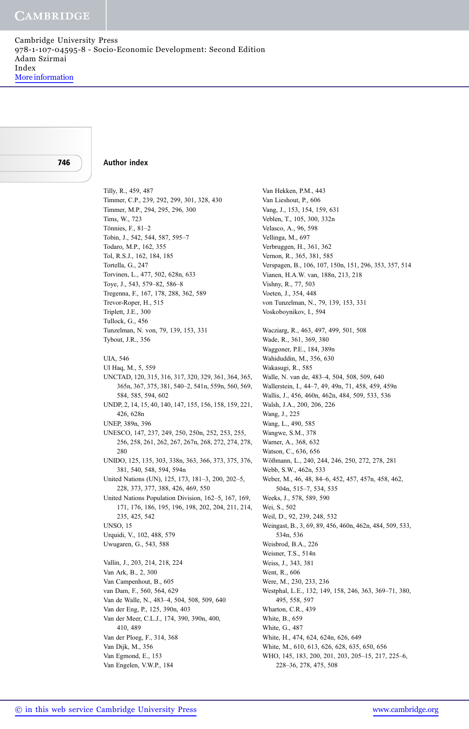## Author index

Tilly, R., 459, 487
Timmer, C.P., 239, 292, 299, 301, 328, 430
Timmer, M.P., 294, 295, 296, 300
Tims, W., 723
Tönnies, F., 81–2
Tobin, J., 542, 544, 587, 595–7
Todaro, M.P., 162, 355
Tol, R.S.J., 162, 184, 185
Tortella, G., 247
Torvinen, L., 477, 502, 628n, 633
Toye, J., 543, 579–82, 586–8
Tregenna, F., 167, 178, 288, 362, 589
Trevor-Roper, H., 515
Triplett, J.E., 300
Tullock, G., 456
Tunzelman, N. von, 79, 139, 153, 331
Tybout, J.R., 356

UIA, 546
Ul Haq, M., 5, 559
UNCTAD, 120, 315, 316, 317, 320, 329, 361, 364, 365, 365n, 367, 375, 381, 540–2, 541n, 559n, 560, 569, 584, 585, 594, 602
UNDP, 2, 14, 15, 40, 140, 147, 155, 156, 158, 159, 221, 426, 628n
UNEP, 389n, 396
UNESCO, 147, 237, 249, 250, 250n, 252, 253, 255, 256, 258, 261, 262, 267, 267n, 268, 272, 274, 278, 280
UNIDO, 125, 135, 303, 338n, 363, 366, 373, 375, 376, 381, 540, 548, 594, 594n
United Nations (UN), 125, 173, 181–3, 200, 202–5, 228, 373, 377, 388, 426, 469, 550
United Nations Population Division, 162–5, 167, 169, 171, 176, 186, 195, 196, 198, 202, 204, 211, 214, 235, 425, 542
UNSO, 15
Urquidi, V., 102, 488, 579
Uwugaren, G., 543, 588

Vallin, J., 203, 214, 218, 224
Van Ark, B., 2, 300
Van Campenhout, B., 605
van Dam, F., 560, 564, 629
Van de Walle, N., 483–4, 504, 508, 509, 640
Van der Eng, P., 125, 390n, 403
Van der Meer, C.L.J., 174, 390, 390n, 400, 410, 489
Van der Ploeg, F., 314, 368
Van Dijk, M., 356
Van Egmond, E., 153
Van Engelen, V.W.P., 184
Van Hekken, P.M., 443
Van Lieshout, P., 606
Vang, J., 153, 154, 159, 631
Veblen, T., 105, 300, 332n
Velasco, A., 96, 598
Vellinga, M., 697
Verbruggen, H., 361, 362
Vernon, R., 365, 381, 585
Verspagen, B., 106, 107, 150n, 151, 296, 353, 357, 514
Vianen, H.A.W. van, 188n, 213, 218
Vishny, R., 77, 503
Voeten, J., 354, 448
von Tunzelman, N., 79, 139, 153, 331
Voskoboynikov, I., 594

Wacziarg, R., 463, 497, 499, 501, 508
Wade, R., 361, 369, 380
Waggoner, P.E., 184, 389n
Wahiduddin, M., 356, 630
Wakasugi, R., 585
Walle, N. van de, 483–4, 504, 508, 509, 640
Wallerstein, I., 44–7, 49, 49n, 71, 458, 459, 459n
Wallis, J., 456, 460n, 462n, 484, 509, 533, 536
Walsh, J.A., 200, 206, 226
Wang, J., 225
Wang, L., 490, 585
Wangwe, S.M., 378
Warner, A., 368, 632
Watson, C., 636, 656
Wößmann, L., 240, 244, 246, 250, 272, 278, 281
Webb, S.W., 462n, 533
Weber, M., 46, 48, 84–6, 452, 457, 457n, 458, 462, 504n, 515–7, 534, 535
Weeks, J., 578, 589, 590
Wei, S., 502
Weil, D., 92, 239, 248, 532
Weingast, B., 3, 69, 89, 456, 460n, 462n, 484, 509, 533, 534n, 536
Weisbrod, B.A., 226
Weisner, T.S., 514n
Weiss, J., 343, 381
Went, R., 606
Were, M., 230, 233, 236
Westphal, L.E., 132, 149, 158, 246, 363, 369–71, 380, 495, 558, 597
Wharton, C.R., 439
White, B., 659
White, G., 487
White, H., 474, 624, 624n, 626, 649
White, M., 610, 613, 626, 628, 635, 650, 656
WHO, 145, 183, 200, 201, 203, 205–15, 217, 225–6, 228–36, 278, 475, 508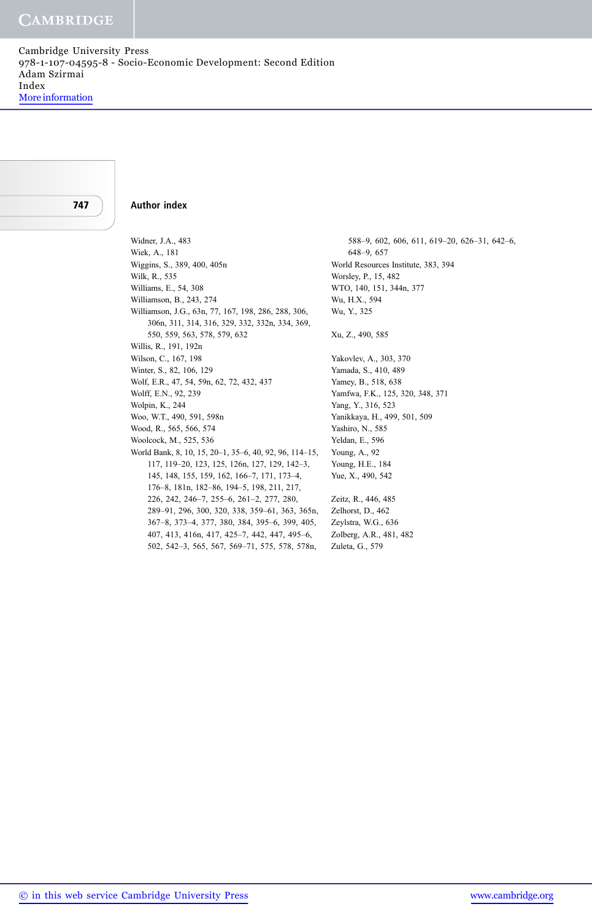## Author index

Widner, J.A., 483
Wiek, A., 181
Wiggins, S., 389, 400, 405n
Wilk, R., 535
Williams, E., 54, 308
Williamson, B., 243, 274
Williamson, J.G., 63n, 77, 167, 198, 286, 288, 306, 306n, 311, 314, 316, 329, 332, 332n, 334, 369, 550, 559, 563, 578, 579, 632
Willis, R., 191, 192n
Wilson, C., 167, 198
Winter, S., 82, 106, 129
Wolf, E.R., 47, 54, 59n, 62, 72, 432, 437
Wolff, E.N., 92, 239
Wolpin, K., 244
Woo, W.T., 490, 591, 598n
Wood, R., 565, 566, 574
Woolcock, M., 525, 536
World Bank, 8, 10, 15, 20–1, 35–6, 40, 92, 96, 114–15, 117, 119–20, 123, 125, 126n, 127, 129, 142–3, 145, 148, 155, 159, 162, 166–7, 171, 173–4, 176–8, 181n, 182–86, 194–5, 198, 211, 217, 226, 242, 246–7, 255–6, 261–2, 277, 280, 289–91, 296, 300, 320, 338, 359–61, 363, 365n, 367–8, 373–4, 377, 380, 384, 395–6, 399, 405, 407, 413, 416n, 417, 425–7, 442, 447, 495–6, 502, 542–3, 565, 567, 569–71, 575, 578, 578n, 588–9, 602, 606, 611, 619–20, 626–31, 642–6, 648–9, 657
World Resources Institute, 383, 394
Worsley, P., 15, 482
WTO, 140, 151, 344n, 377
Wu, H.X., 594
Wu, Y., 325

Xu, Z., 490, 585

Yakovlev, A., 303, 370
Yamada, S., 410, 489
Yamey, B., 518, 638
Yamfwa, F.K., 125, 320, 348, 371
Yang, Y., 316, 523
Yanikkaya, H., 499, 501, 509
Yashiro, N., 585
Yeldan, E., 596
Young, A., 92
Young, H.E., 184
Yue, X., 490, 542

Zeitz, R., 446, 485
Zelhorst, D., 462
Zeylstra, W.G., 636
Zolberg, A.R., 481, 482
Zuleta, G., 579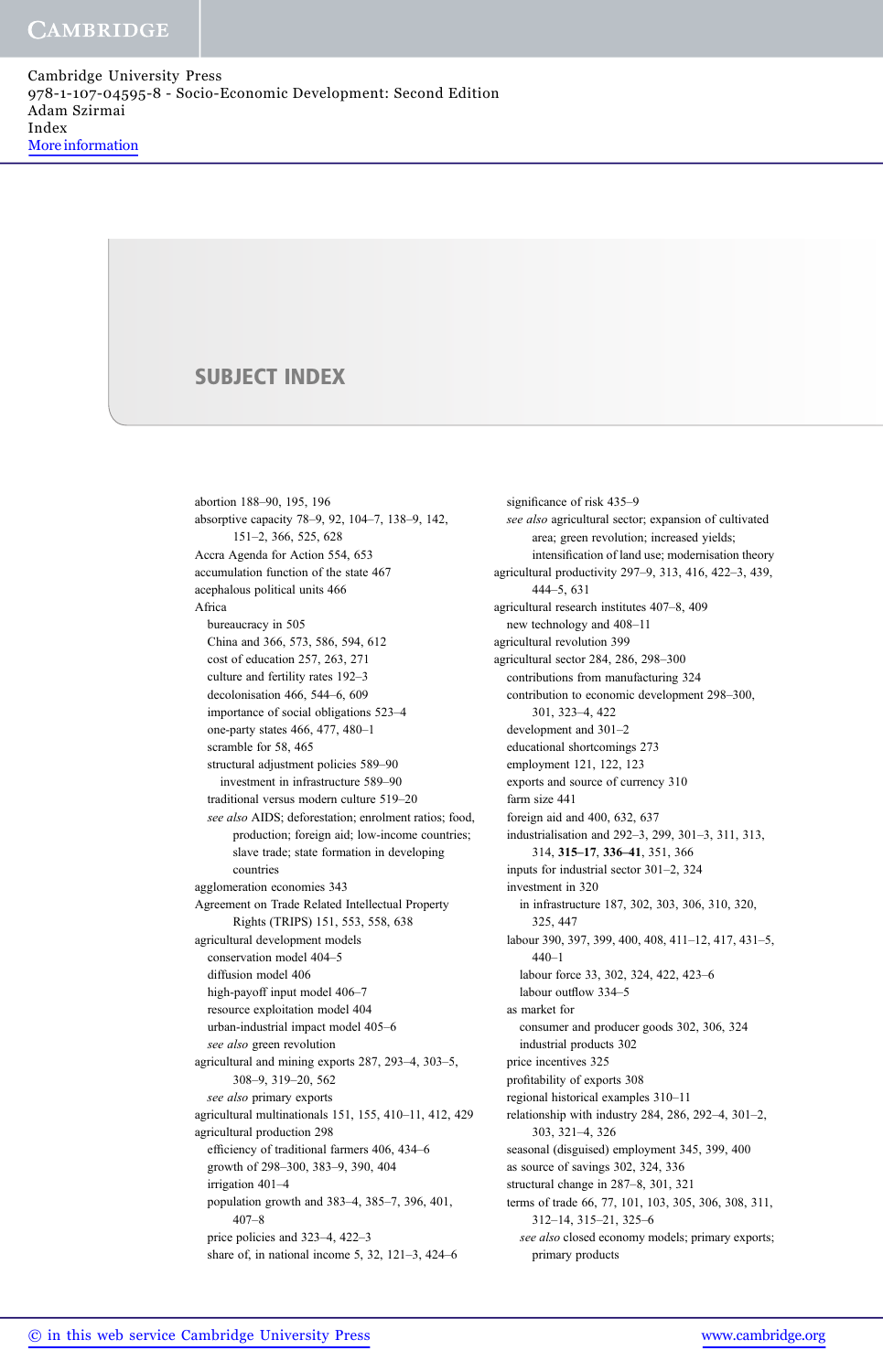Cambridge University Press
978-1-107-04595-8 - Socio-Economic Development: Second Edition
Adam Szirmai
Index
More information

# SUBJECT INDEX

abortion 188–90, 195, 196
absorptive capacity 78–9, 92, 104–7, 138–9, 142, 151–2, 366, 525, 628
Accra Agenda for Action 554, 653
accumulation function of the state 467
acephalous political units 466
Africa
- bureaucracy in 505
- China and 366, 573, 586, 594, 612
- cost of education 257, 263, 271
- culture and fertility rates 192–3
- decolonisation 466, 544–6, 609
- importance of social obligations 523–4
- one-party states 466, 477, 480–1
- scramble for 58, 465
- structural adjustment policies 589–90
  - investment in infrastructure 589–90
- traditional versus modern culture 519–20
- *see also* AIDS; deforestation; enrolment ratios; food, production; foreign aid; low-income countries; slave trade; state formation in developing countries

agglomeration economies 343
Agreement on Trade Related Intellectual Property Rights (TRIPS) 151, 553, 558, 638
agricultural development models
- conservation model 404–5
- diffusion model 406
- high-payoff input model 406–7
- resource exploitation model 404
- urban-industrial impact model 405–6
- *see also* green revolution

agricultural and mining exports 287, 293–4, 303–5, 308–9, 319–20, 562
- *see also* primary exports

agricultural multinationals 151, 155, 410–11, 412, 429
agricultural production 298
- efficiency of traditional farmers 406, 434–6
- growth of 298–300, 383–9, 390, 404
- irrigation 401–4
- population growth and 383–4, 385–7, 396, 401, 407–8
- price policies and 323–4, 422–3
- share of, in national income 5, 32, 121–3, 424–6
- significance of risk 435–9
- *see also* agricultural sector; expansion of cultivated area; green revolution; increased yields; intensification of land use; modernisation theory

agricultural productivity 297–9, 313, 416, 422–3, 439, 444–5, 631
agricultural research institutes 407–8, 409
- new technology and 408–11

agricultural revolution 399
agricultural sector 284, 286, 298–300
- contributions from manufacturing 324
- contribution to economic development 298–300, 301, 323–4, 422
- development and 301–2
- educational shortcomings 273
- employment 121, 122, 123
- exports and source of currency 310
- farm size 441
- foreign aid and 400, 632, 637
- industrialisation and 292–3, 299, 301–3, 311, 313, 314, **315–17**, **336–41**, 351, 366
- inputs for industrial sector 301–2, 324
- investment in 320
  - in infrastructure 187, 302, 303, 306, 310, 320, 325, 447
- labour 390, 397, 399, 400, 408, 411–12, 417, 431–5, 440–1
  - labour force 33, 302, 324, 422, 423–6
  - labour outflow 334–5
- as market for
  - consumer and producer goods 302, 306, 324
  - industrial products 302
- price incentives 325
- profitability of exports 308
- regional historical examples 310–11
- relationship with industry 284, 286, 292–4, 301–2, 303, 321–4, 326
- seasonal (disguised) employment 345, 399, 400
- as source of savings 302, 324, 336
- structural change in 287–8, 301, 321
- terms of trade 66, 77, 101, 103, 305, 306, 308, 311, 312–14, 315–21, 325–6
  - *see also* closed economy models; primary exports; primary products